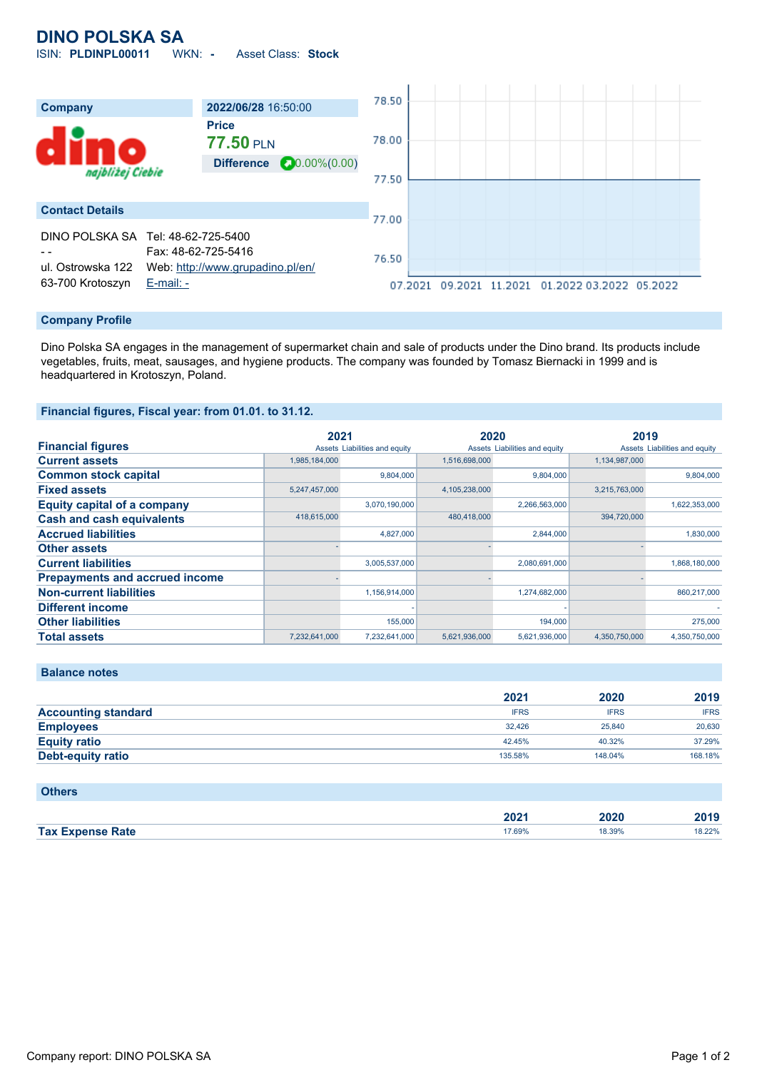# DINO POLSKA SA

ISIN: **PLDINPL00011** WKN: **-** Asset Class: **Stock**

| Company | 2022/06/28 16:50:00 |
|---|---|
| | **Price** |
| | **77.50** PLN |
| | **Difference** 0.00%(0.00) |

## Contact Details

| | |
|---|---|
| DINO POLSKA SA | Tel: 48-62-725-5400 |
| - - | Fax: 48-62-725-5416 |
| ul. Ostrowska 122 | Web: http://www.grupadino.pl/en/ |
| 63-700 Krotoszyn | E-mail: - |

## Company Profile

Dino Polska SA engages in the management of supermarket chain and sale of products under the Dino brand. Its products include vegetables, fruits, meat, sausages, and hygiene products. The company was founded by Tomasz Biernacki in 1999 and is headquartered in Krotoszyn, Poland.

## Financial figures, Fiscal year: from 01.01. to 31.12.

| Financial figures | 2021 | | 2020 | | 2019 | |
|---|---|---|---|---|---|---|
| | Assets | Liabilities and equity | Assets | Liabilities and equity | Assets | Liabilities and equity |
| **Current assets** | 1,985,184,000 | | 1,516,698,000 | | 1,134,987,000 | |
| **Common stock capital** | | 9,804,000 | | 9,804,000 | | 9,804,000 |
| **Fixed assets** | 5,247,457,000 | | 4,105,238,000 | | 3,215,763,000 | |
| **Equity capital of a company** | | 3,070,190,000 | | 2,266,563,000 | | 1,622,353,000 |
| **Cash and cash equivalents** | 418,615,000 | | 480,418,000 | | 394,720,000 | |
| **Accrued liabilities** | | 4,827,000 | | 2,844,000 | | 1,830,000 |
| **Other assets** | - | | - | | - | |
| **Current liabilities** | | 3,005,537,000 | | 2,080,691,000 | | 1,868,180,000 |
| **Prepayments and accrued income** | - | | - | | - | |
| **Non-current liabilities** | | 1,156,914,000 | | 1,274,682,000 | | 860,217,000 |
| **Different income** | | - | | - | | - |
| **Other liabilities** | | 155,000 | | 194,000 | | 275,000 |
| **Total assets** | 7,232,641,000 | 7,232,641,000 | 5,621,936,000 | 5,621,936,000 | 4,350,750,000 | 4,350,750,000 |

## Balance notes

| | 2021 | 2020 | 2019 |
|---|---|---|---|
| **Accounting standard** | IFRS | IFRS | IFRS |
| **Employees** | 32,426 | 25,840 | 20,630 |
| **Equity ratio** | 42.45% | 40.32% | 37.29% |
| **Debt-equity ratio** | 135.58% | 148.04% | 168.18% |

## Others

| | 2021 | 2020 | 2019 |
|---|---|---|---|
| **Tax Expense Rate** | 17.69% | 18.39% | 18.22% |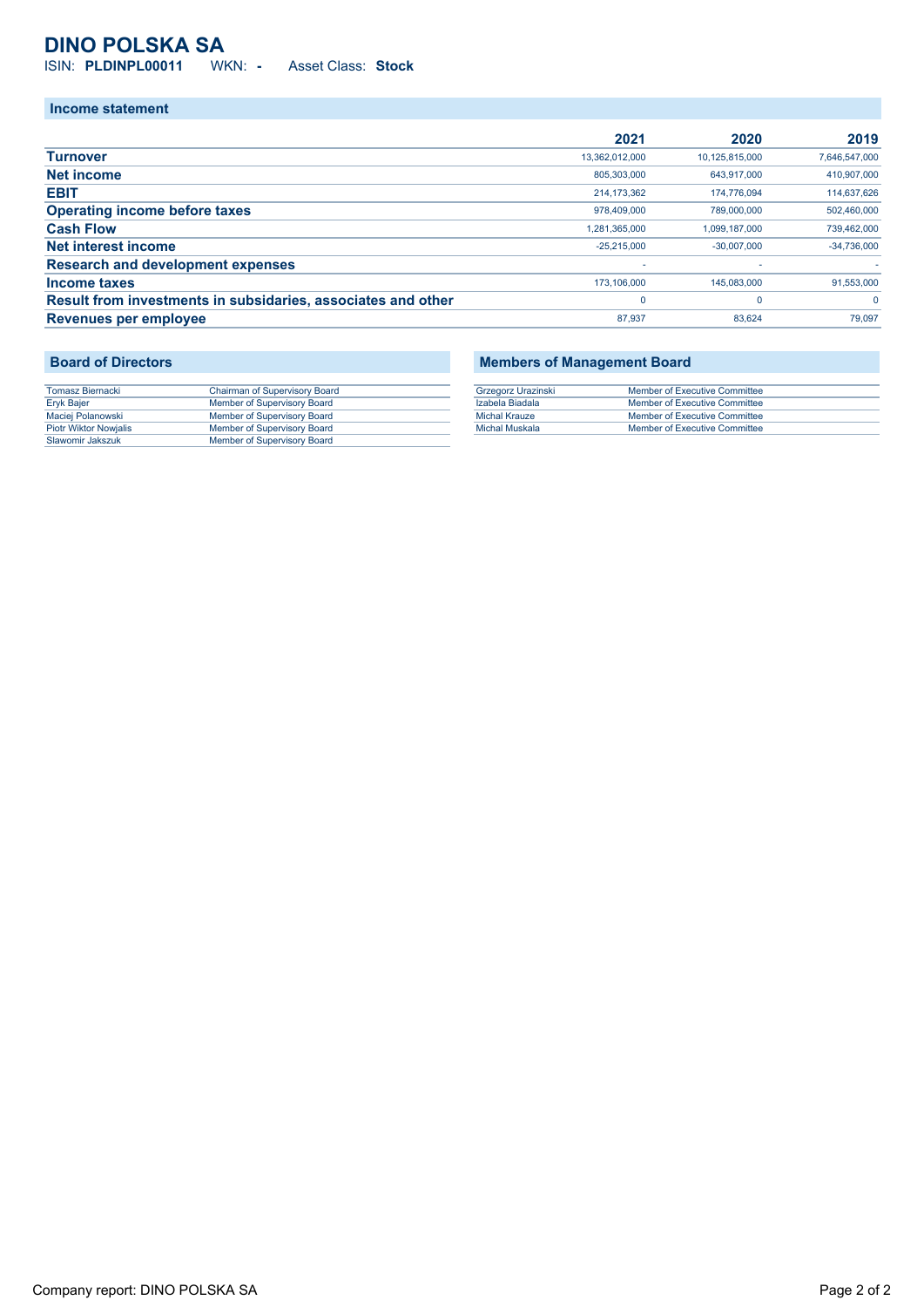# DINO POLSKA SA

ISIN: **PLDINPL00011** WKN: **-** Asset Class: **Stock**

## Income statement

| | 2021 | 2020 | 2019 |
|---|---|---|---|
| **Turnover** | 13,362,012,000 | 10,125,815,000 | 7,646,547,000 |
| **Net income** | 805,303,000 | 643,917,000 | 410,907,000 |
| **EBIT** | 214,173,362 | 174,776,094 | 114,637,626 |
| **Operating income before taxes** | 978,409,000 | 789,000,000 | 502,460,000 |
| **Cash Flow** | 1,281,365,000 | 1,099,187,000 | 739,462,000 |
| **Net interest income** | -25,215,000 | -30,007,000 | -34,736,000 |
| **Research and development expenses** | - | - | - |
| **Income taxes** | 173,106,000 | 145,083,000 | 91,553,000 |
| **Result from investments in subsidaries, associates and other** | 0 | 0 | 0 |
| **Revenues per employee** | 87,937 | 83,624 | 79,097 |

## Board of Directors

| | |
|---|---|
| Tomasz Biernacki | Chairman of Supervisory Board |
| Eryk Bajer | Member of Supervisory Board |
| Maciej Polanowski | Member of Supervisory Board |
| Piotr Wiktor Nowjalis | Member of Supervisory Board |
| Slawomir Jakszuk | Member of Supervisory Board |

## Members of Management Board

| | |
|---|---|
| Grzegorz Urazinski | Member of Executive Committee |
| Izabela Biadala | Member of Executive Committee |
| Michal Krauze | Member of Executive Committee |
| Michal Muskala | Member of Executive Committee |